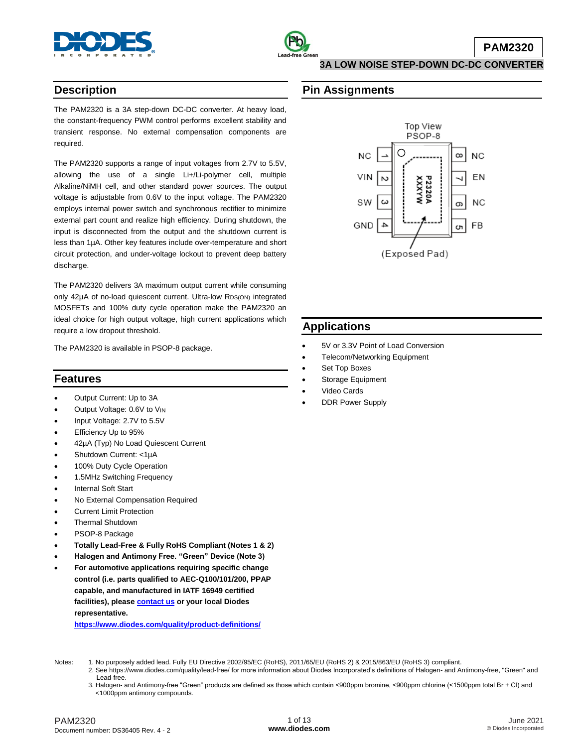# PAM2320

## 3A LOW NOISE STEP-DOWN DC-DC CONVERTER

## Description

The PAM2320 is a 3A step-down DC-DC converter. At heavy load, the constant-frequency PWM control performs excellent stability and transient response. No external compensation components are required.

The PAM2320 supports a range of input voltages from 2.7V to 5.5V, allowing the use of a single Li+/Li-polymer cell, multiple Alkaline/NiMH cell, and other standard power sources. The output voltage is adjustable from 0.6V to the input voltage. The PAM2320 employs internal power switch and synchronous rectifier to minimize external part count and realize high efficiency. During shutdown, the input is disconnected from the output and the shutdown current is less than 1µA. Other key features include over-temperature and short circuit protection, and under-voltage lockout to prevent deep battery discharge.

The PAM2320 delivers 3A maximum output current while consuming only 42µA of no-load quiescent current. Ultra-low $R_{DS(ON)}$ integrated MOSFETs and 100% duty cycle operation make the PAM2320 an ideal choice for high output voltage, high current applications which require a low dropout threshold.

The PAM2320 is available in PSOP-8 package.

## Features

- Output Current: Up to 3A
- Output Voltage: 0.6V to $V_{IN}$
- Input Voltage: 2.7V to 5.5V
- Efficiency Up to 95%
- 42µA (Typ) No Load Quiescent Current
- Shutdown Current: <1µA
- 100% Duty Cycle Operation
- 1.5MHz Switching Frequency
- Internal Soft Start
- No External Compensation Required
- Current Limit Protection
- Thermal Shutdown
- PSOP-8 Package
- **Totally Lead-Free & Fully RoHS Compliant (Notes 1 & 2)**
- **Halogen and Antimony Free. "Green" Device (Note 3)**
- **For automotive applications requiring specific change control (i.e. parts qualified to AEC-Q100/101/200, PPAP capable, and manufactured in IATF 16949 certified facilities), please contact us or your local Diodes representative.**
  **https://www.diodes.com/quality/product-definitions/**

## Pin Assignments

Top View
PSOP-8

| Pin | Name | Pin | Name |
|---|---|---|---|
| 1 | NC | 8 | NC |
| 2 | VIN | 7 | EN |
| 3 | SW | 6 | NC |
| 4 | GND | 5 | FB |

Marking: P2320A XXXYW

(Exposed Pad)

## Applications

- 5V or 3.3V Point of Load Conversion
- Telecom/Networking Equipment
- Set Top Boxes
- Storage Equipment
- Video Cards
- DDR Power Supply

Notes:
1. No purposely added lead. Fully EU Directive 2002/95/EC (RoHS), 2011/65/EU (RoHS 2) & 2015/863/EU (RoHS 3) compliant.
2. See https://www.diodes.com/quality/lead-free/ for more information about Diodes Incorporated's definitions of Halogen- and Antimony-free, "Green" and Lead-free.
3. Halogen- and Antimony-free "Green" products are defined as those which contain <900ppm bromine, <900ppm chlorine (<1500ppm total Br + Cl) and <1000ppm antimony compounds.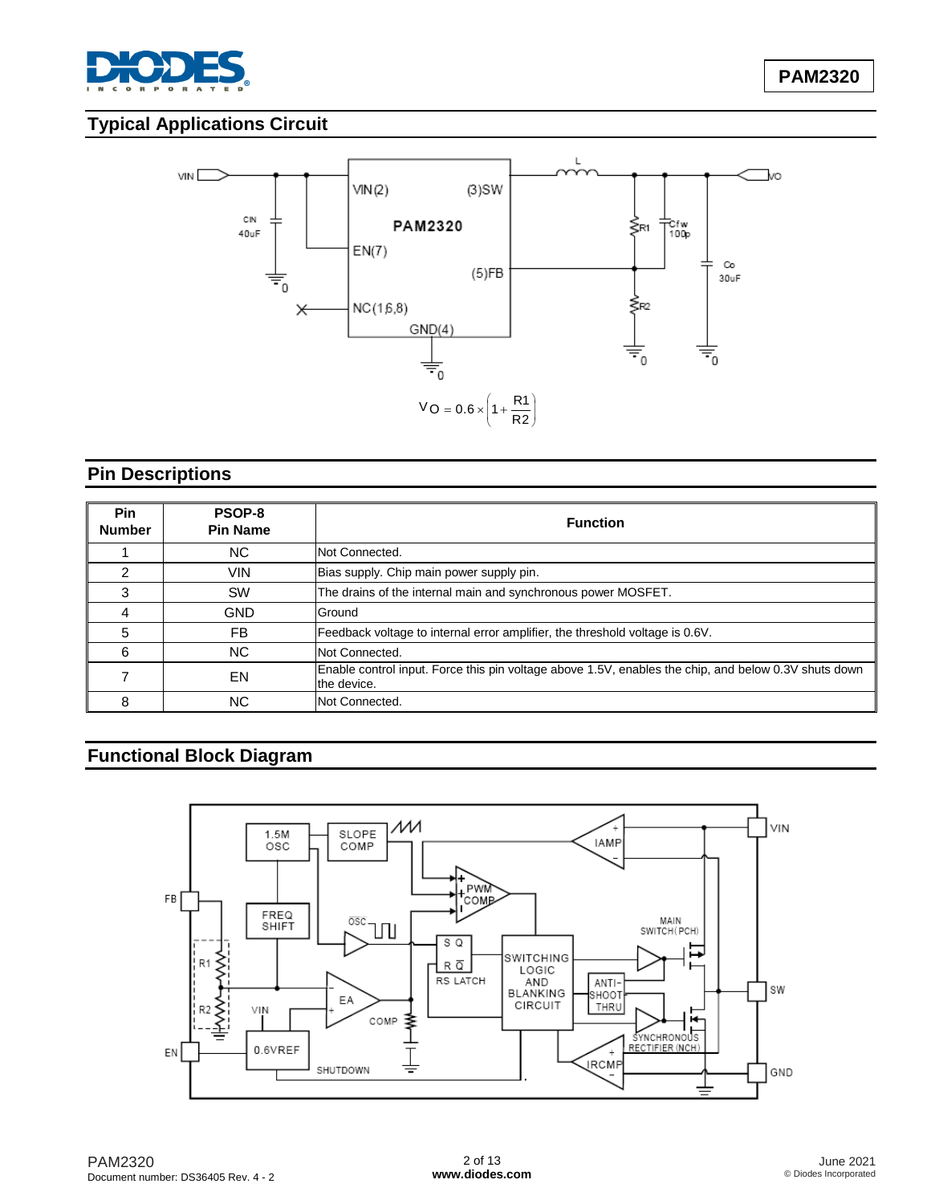## Typical Applications Circuit

$$V_O = 0.6 \times \left(1 + \frac{R1}{R2}\right)$$

## Pin Descriptions

| Pin Number | PSOP-8 Pin Name | Function |
|---|---|---|
| 1 | NC | Not Connected. |
| 2 | VIN | Bias supply. Chip main power supply pin. |
| 3 | SW | The drains of the internal main and synchronous power MOSFET. |
| 4 | GND | Ground |
| 5 | FB | Feedback voltage to internal error amplifier, the threshold voltage is 0.6V. |
| 6 | NC | Not Connected. |
| 7 | EN | Enable control input. Force this pin voltage above 1.5V, enables the chip, and below 0.3V shuts down the device. |
| 8 | NC | Not Connected. |

## Functional Block Diagram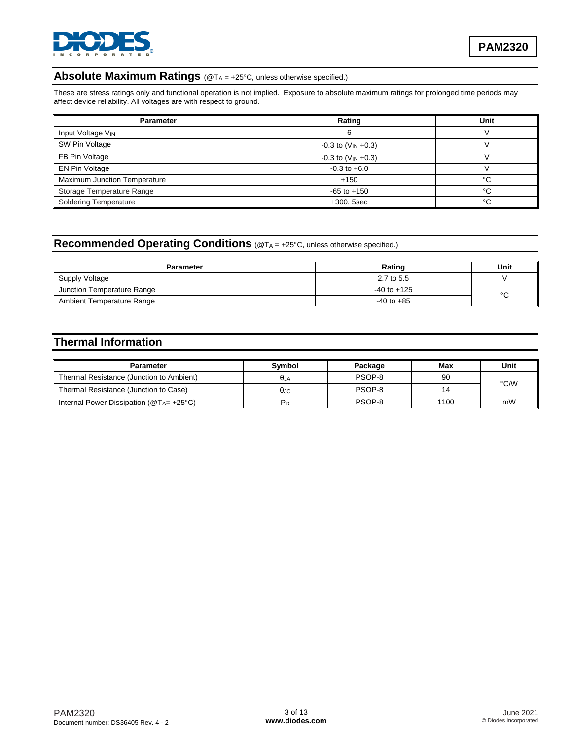## Absolute Maximum Ratings (@$T_A$ = +25°C, unless otherwise specified.)

These are stress ratings only and functional operation is not implied. Exposure to absolute maximum ratings for prolonged time periods may affect device reliability. All voltages are with respect to ground.

| Parameter | Rating | Unit |
|---|---|---|
| Input Voltage $V_{IN}$ | 6 | V |
| SW Pin Voltage | -0.3 to ($V_{IN}$ +0.3) | V |
| FB Pin Voltage | -0.3 to ($V_{IN}$ +0.3) | V |
| EN Pin Voltage | -0.3 to +6.0 | V |
| Maximum Junction Temperature | +150 | °C |
| Storage Temperature Range | -65 to +150 | °C |
| Soldering Temperature | +300, 5sec | °C |

## Recommended Operating Conditions (@$T_A$ = +25°C, unless otherwise specified.)

| Parameter | Rating | Unit |
|---|---|---|
| Supply Voltage | 2.7 to 5.5 | V |
| Junction Temperature Range | -40 to +125 | °C |
| Ambient Temperature Range | -40 to +85 | °C |

## Thermal Information

| Parameter | Symbol | Package | Max | Unit |
|---|---|---|---|---|
| Thermal Resistance (Junction to Ambient) | $\theta_{JA}$ | PSOP-8 | 90 | °C/W |
| Thermal Resistance (Junction to Case) | $\theta_{JC}$ | PSOP-8 | 14 | °C/W |
| Internal Power Dissipation (@$T_A$= +25°C) | $P_D$ | PSOP-8 | 1100 | mW |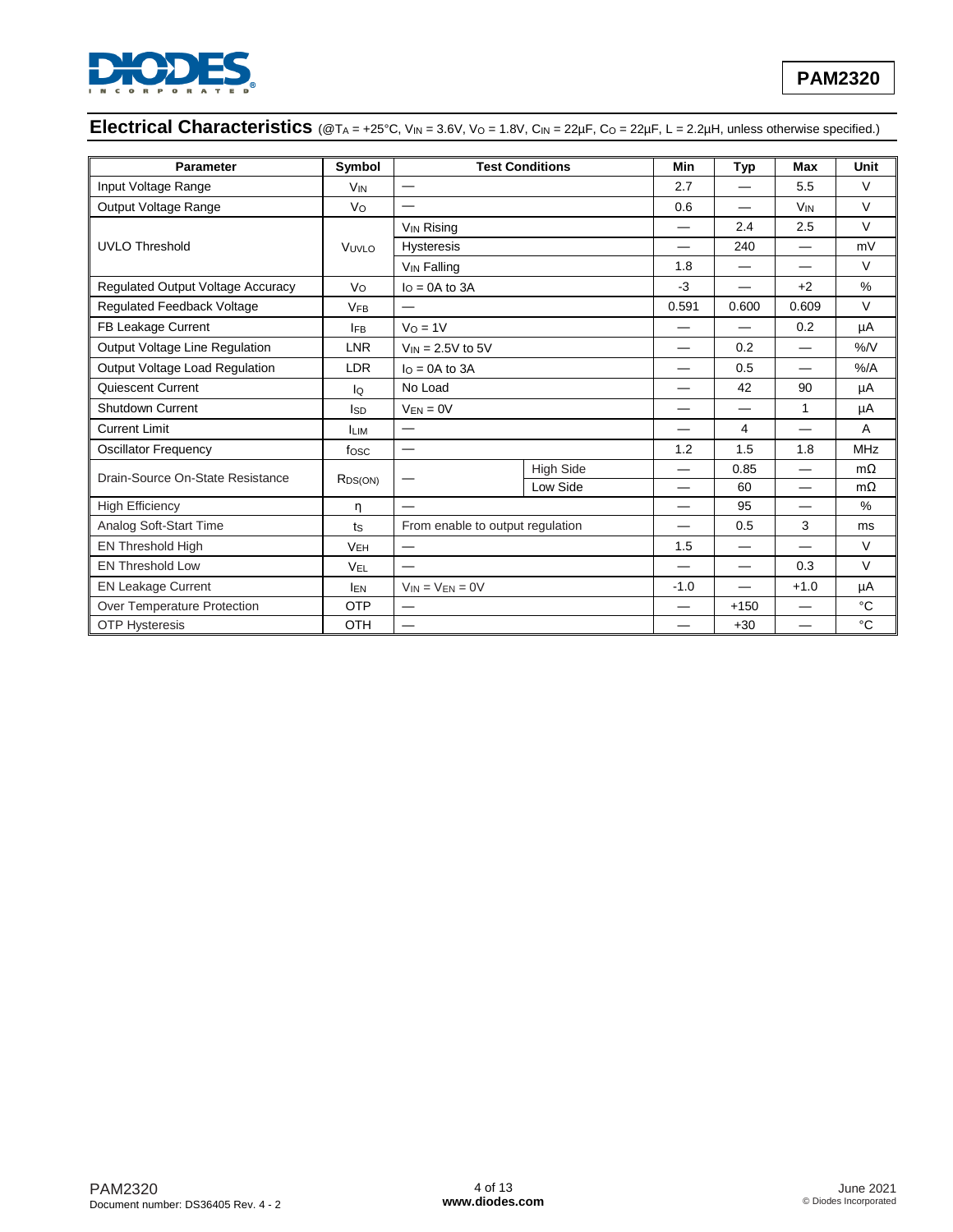## Electrical Characteristics (@$T_A$ = +25°C, $V_{IN}$ = 3.6V, $V_O$ = 1.8V, $C_{IN}$ = 22µF, $C_O$ = 22µF, L = 2.2µH, unless otherwise specified.)

| Parameter | Symbol | Test Conditions | | Min | Typ | Max | Unit |
|---|---|---|---|---|---|---|---|
| Input Voltage Range | $V_{IN}$ | — | | 2.7 | — | 5.5 | V |
| Output Voltage Range | $V_O$ | — | | 0.6 | — | $V_{IN}$ | V |
| UVLO Threshold | $V_{UVLO}$ | $V_{IN}$ Rising | | — | 2.4 | 2.5 | V |
| | | Hysteresis | | — | 240 | — | mV |
| | | $V_{IN}$ Falling | | 1.8 | — | — | V |
| Regulated Output Voltage Accuracy | $V_O$ | $I_O$ = 0A to 3A | | -3 | — | +2 | % |
| Regulated Feedback Voltage | $V_{FB}$ | — | | 0.591 | 0.600 | 0.609 | V |
| FB Leakage Current | $I_{FB}$ | $V_O$ = 1V | | — | — | 0.2 | µA |
| Output Voltage Line Regulation | LNR | $V_{IN}$ = 2.5V to 5V | | — | 0.2 | — | %/V |
| Output Voltage Load Regulation | LDR | $I_O$ = 0A to 3A | | — | 0.5 | — | %/A |
| Quiescent Current | $I_Q$ | No Load | | — | 42 | 90 | µA |
| Shutdown Current | $I_{SD}$ | $V_{EN}$ = 0V | | — | — | 1 | µA |
| Current Limit | $I_{LIM}$ | — | | — | 4 | — | A |
| Oscillator Frequency | $f_{OSC}$ | — | | 1.2 | 1.5 | 1.8 | MHz |
| Drain-Source On-State Resistance | $R_{DS(ON)}$ | — | High Side | — | 0.85 | — | mΩ |
| | | | Low Side | — | 60 | — | mΩ |
| High Efficiency | η | — | | — | 95 | — | % |
| Analog Soft-Start Time | $t_S$ | From enable to output regulation | | — | 0.5 | 3 | ms |
| EN Threshold High | $V_{EH}$ | — | | 1.5 | — | — | V |
| EN Threshold Low | $V_{EL}$ | — | | — | — | 0.3 | V |
| EN Leakage Current | $I_{EN}$ | $V_{IN}$ = $V_{EN}$ = 0V | | -1.0 | — | +1.0 | µA |
| Over Temperature Protection | OTP | — | | — | +150 | — | °C |
| OTP Hysteresis | OTH | — | | — | +30 | — | °C |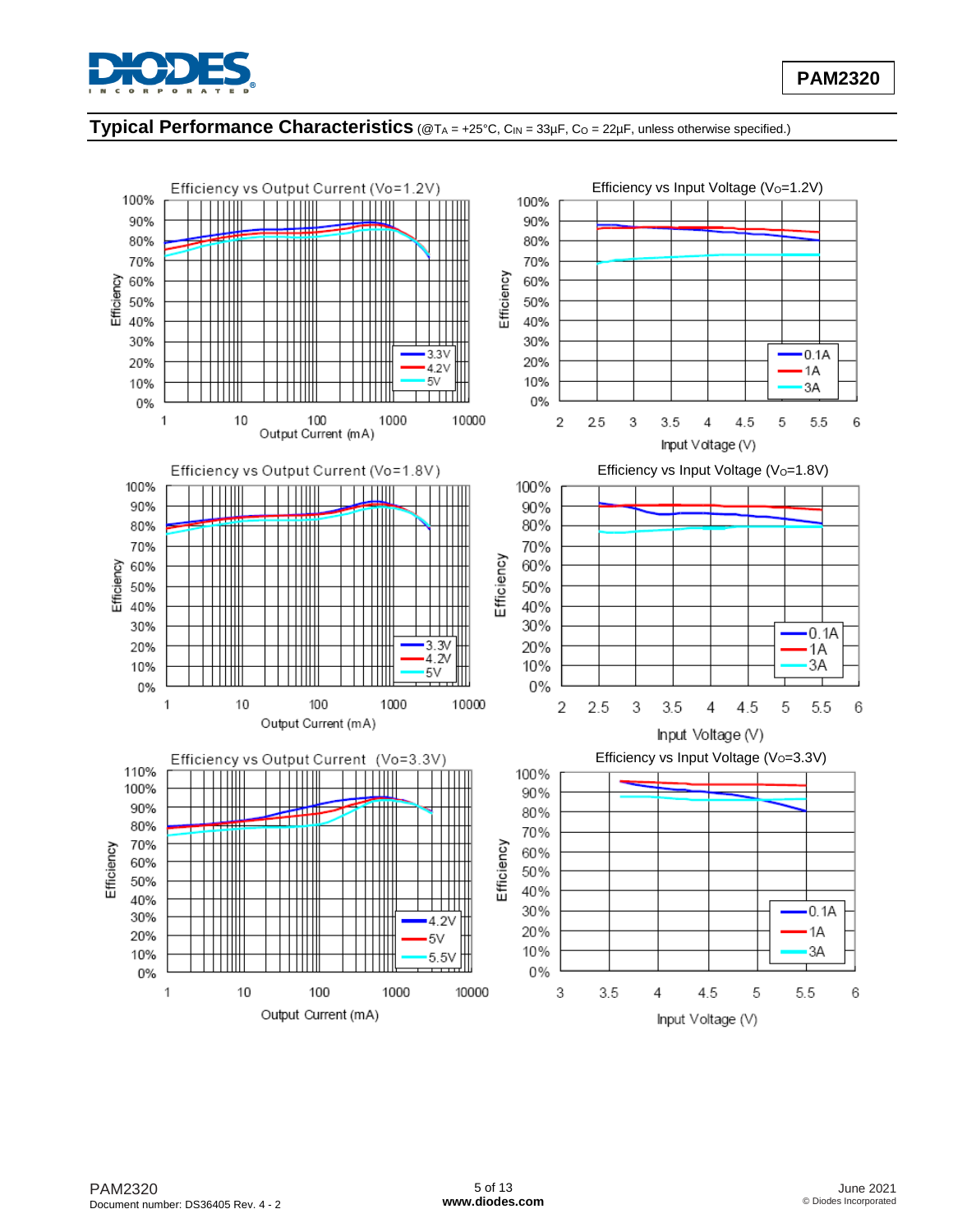## Typical Performance Characteristics (@$T_A$ = +25°C, $C_{IN}$ = 33µF, $C_O$ = 22µF, unless otherwise specified.)

Efficiency vs Output Current (Vo=1.2V)

Efficiency vs Input Voltage ($V_O$=1.2V)

Efficiency vs Output Current (Vo=1.8V)

Efficiency vs Input Voltage ($V_O$=1.8V)

Efficiency vs Output Current (Vo=3.3V)

Efficiency vs Input Voltage ($V_O$=3.3V)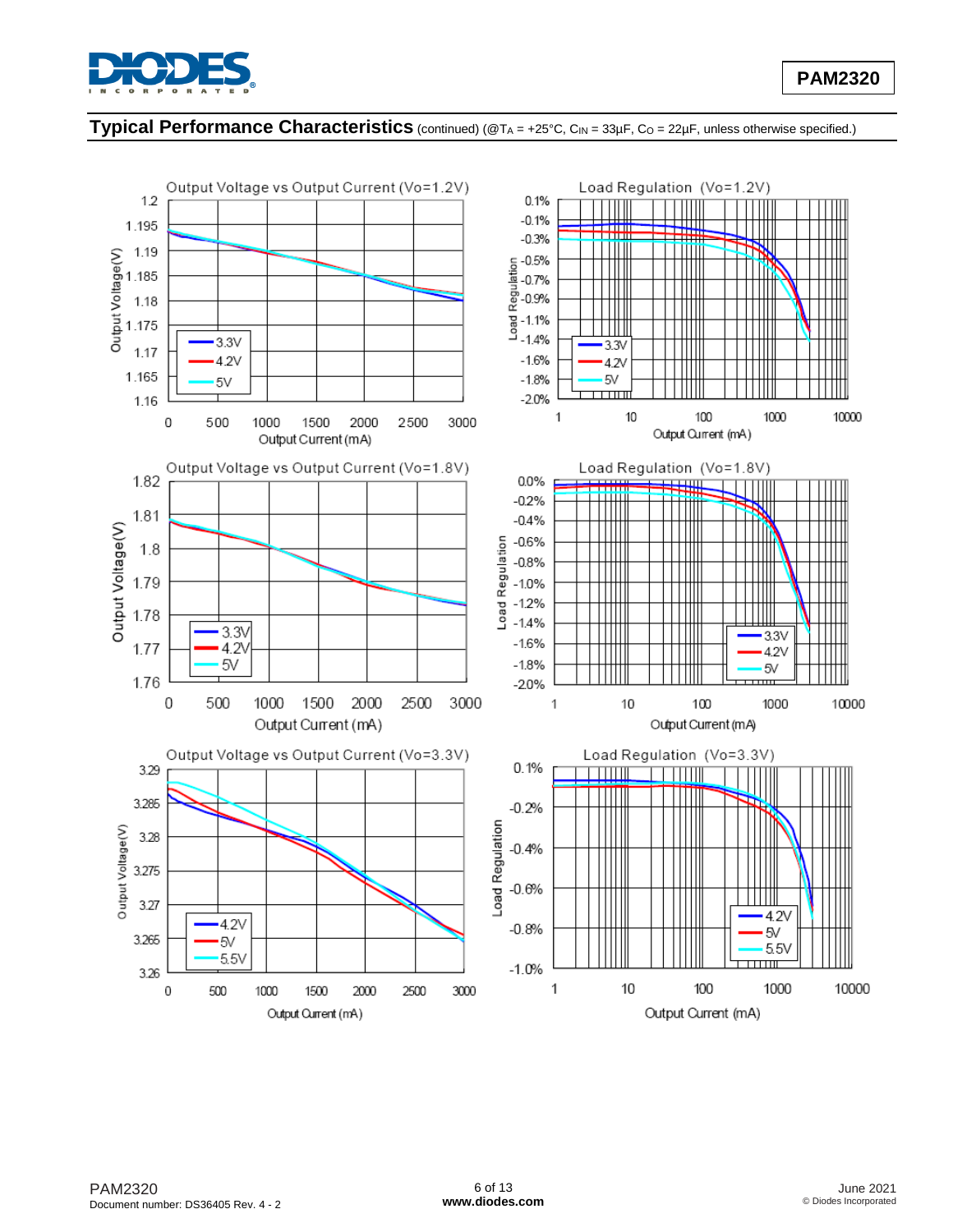## Typical Performance Characteristics (continued) (@$T_A$ = +25°C, $C_{IN}$ = 33µF, $C_O$ = 22µF, unless otherwise specified.)

Output Voltage vs Output Current (Vo=1.2V)

Load Regulation (Vo=1.2V)

Output Voltage vs Output Current (Vo=1.8V)

Load Regulation (Vo=1.8V)

Output Voltage vs Output Current (Vo=3.3V)

Load Regulation (Vo=3.3V)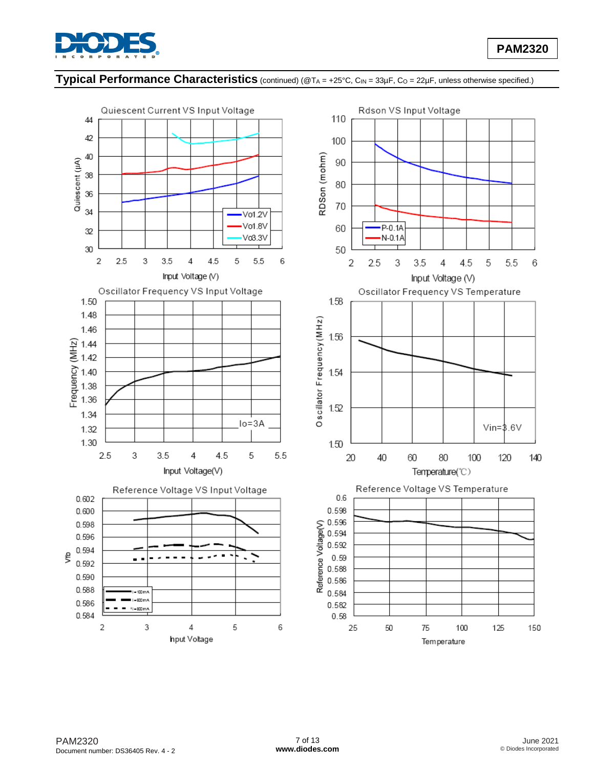## Typical Performance Characteristics (continued) (@$T_A$ = +25°C, $C_{IN}$ = 33µF, $C_O$ = 22µF, unless otherwise specified.)

Quiescent Current VS Input Voltage

Rdson VS Input Voltage

Oscillator Frequency VS Input Voltage

Oscillator Frequency VS Temperature

Reference Voltage VS Input Voltage

Reference Voltage VS Temperature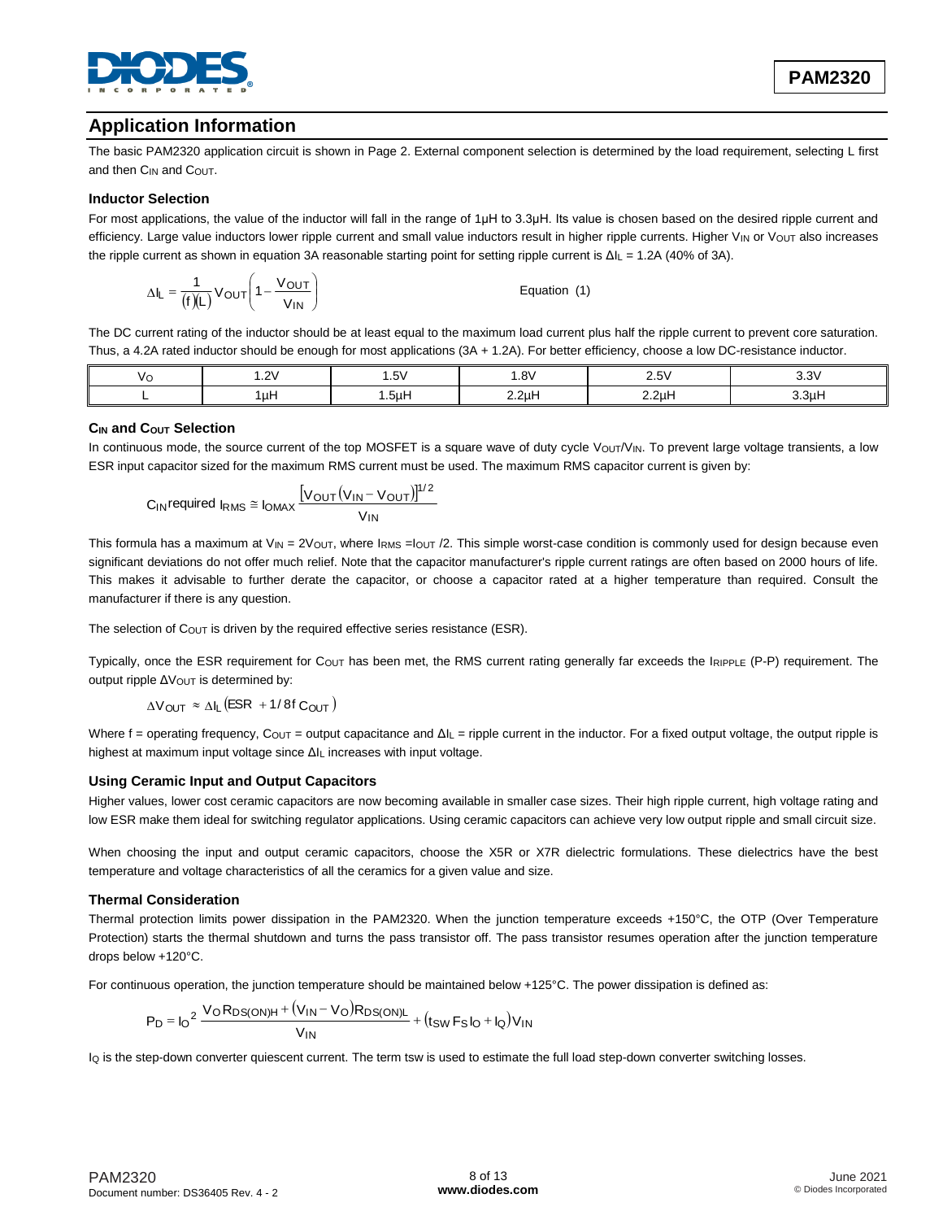## Application Information

The basic PAM2320 application circuit is shown in Page 2. External component selection is determined by the load requirement, selecting L first and then $C_{IN}$ and $C_{OUT}$.

### Inductor Selection

For most applications, the value of the inductor will fall in the range of 1μH to 3.3μH. Its value is chosen based on the desired ripple current and efficiency. Large value inductors lower ripple current and small value inductors result in higher ripple currents. Higher $V_{IN}$ or $V_{OUT}$ also increases the ripple current as shown in equation 3A reasonable starting point for setting ripple current is $\Delta I_L$ = 1.2A (40% of 3A).

$$\Delta I_L = \frac{1}{(f)(L)} V_{OUT}\left(1 - \frac{V_{OUT}}{V_{IN}}\right) \qquad \text{Equation (1)}$$

The DC current rating of the inductor should be at least equal to the maximum load current plus half the ripple current to prevent core saturation. Thus, a 4.2A rated inductor should be enough for most applications (3A + 1.2A). For better efficiency, choose a low DC-resistance inductor.

| $V_O$ | 1.2V | 1.5V | 1.8V | 2.5V | 3.3V |
|---|---|---|---|---|---|
| L | 1μH | 1.5μH | 2.2μH | 2.2μH | 3.3μH |

### $C_{IN}$ and $C_{OUT}$ Selection

In continuous mode, the source current of the top MOSFET is a square wave of duty cycle $V_{OUT}/V_{IN}$. To prevent large voltage transients, a low ESR input capacitor sized for the maximum RMS current must be used. The maximum RMS capacitor current is given by:

$$C_{IN}\text{required } I_{RMS} \cong I_{OMAX} \frac{\left[V_{OUT}\left(V_{IN} - V_{OUT}\right)\right]^{1/2}}{V_{IN}}$$

This formula has a maximum at $V_{IN} = 2V_{OUT}$, where $I_{RMS} = I_{OUT}/2$. This simple worst-case condition is commonly used for design because even significant deviations do not offer much relief. Note that the capacitor manufacturer's ripple current ratings are often based on 2000 hours of life. This makes it advisable to further derate the capacitor, or choose a capacitor rated at a higher temperature than required. Consult the manufacturer if there is any question.

The selection of $C_{OUT}$ is driven by the required effective series resistance (ESR).

Typically, once the ESR requirement for $C_{OUT}$ has been met, the RMS current rating generally far exceeds the $I_{RIPPLE}$ (P-P) requirement. The output ripple $\Delta V_{OUT}$ is determined by:

$$\Delta V_{OUT} \approx \Delta I_L \left(ESR + 1/8f\, C_{OUT}\right)$$

Where f = operating frequency, $C_{OUT}$ = output capacitance and $\Delta I_L$ = ripple current in the inductor. For a fixed output voltage, the output ripple is highest at maximum input voltage since $\Delta I_L$ increases with input voltage.

### Using Ceramic Input and Output Capacitors

Higher values, lower cost ceramic capacitors are now becoming available in smaller case sizes. Their high ripple current, high voltage rating and low ESR make them ideal for switching regulator applications. Using ceramic capacitors can achieve very low output ripple and small circuit size.

When choosing the input and output ceramic capacitors, choose the X5R or X7R dielectric formulations. These dielectrics have the best temperature and voltage characteristics of all the ceramics for a given value and size.

### Thermal Consideration

Thermal protection limits power dissipation in the PAM2320. When the junction temperature exceeds +150°C, the OTP (Over Temperature Protection) starts the thermal shutdown and turns the pass transistor off. The pass transistor resumes operation after the junction temperature drops below +120°C.

For continuous operation, the junction temperature should be maintained below +125°C. The power dissipation is defined as:

$$P_D = I_O{}^2 \frac{V_O R_{DS(ON)H} + \left(V_{IN} - V_O\right) R_{DS(ON)L}}{V_{IN}} + \left(t_{SW} F_S I_O + I_Q\right) V_{IN}$$

$I_Q$ is the step-down converter quiescent current. The term tsw is used to estimate the full load step-down converter switching losses.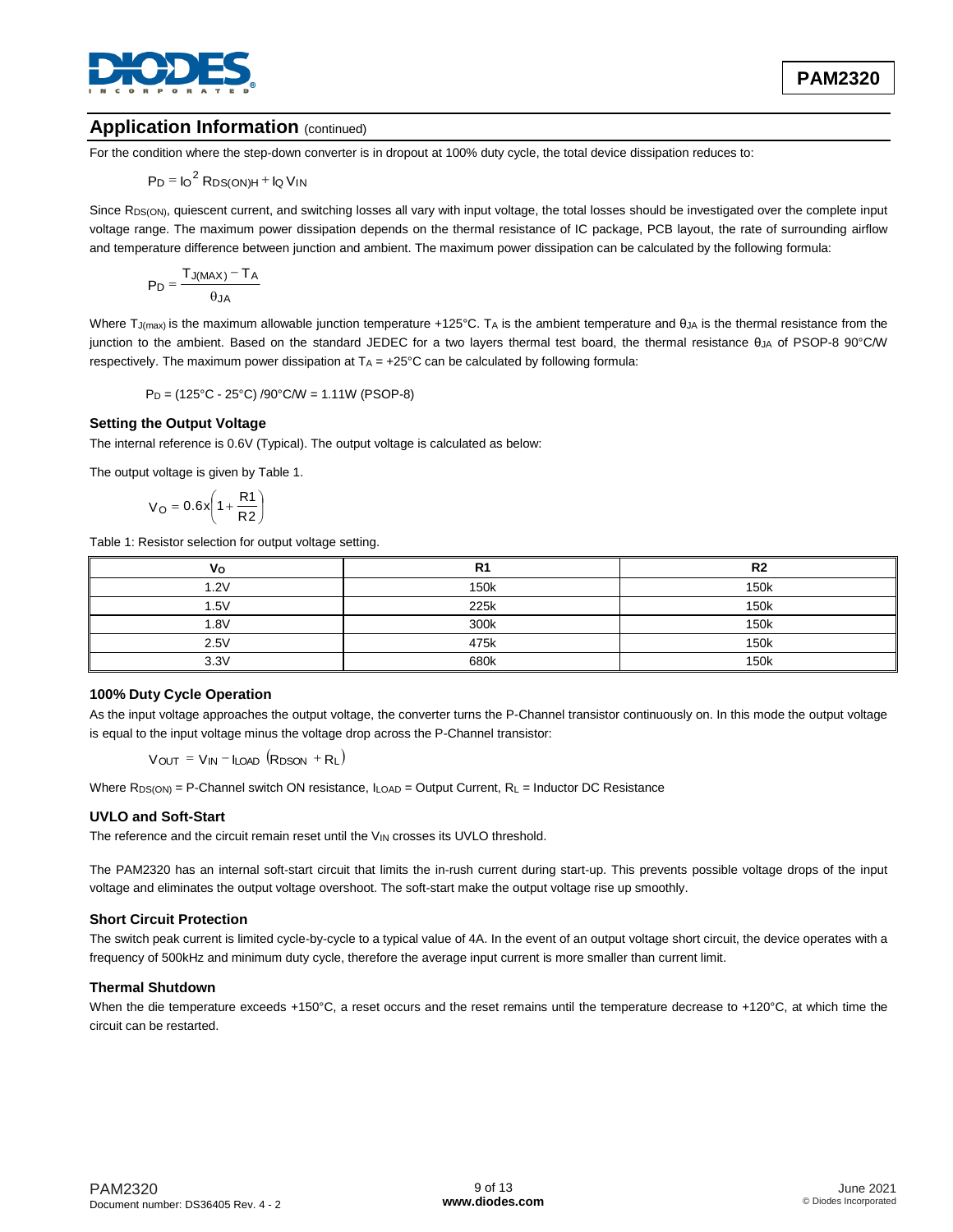## Application Information (continued)

For the condition where the step-down converter is in dropout at 100% duty cycle, the total device dissipation reduces to:

$$P_D = I_O^2 R_{DS(ON)H} + I_Q V_{IN}$$

Since $R_{DS(ON)}$, quiescent current, and switching losses all vary with input voltage, the total losses should be investigated over the complete input voltage range. The maximum power dissipation depends on the thermal resistance of IC package, PCB layout, the rate of surrounding airflow and temperature difference between junction and ambient. The maximum power dissipation can be calculated by the following formula:

$$P_D = \frac{T_{J(MAX)} - T_A}{\theta_{JA}}$$

Where $T_{J(max)}$ is the maximum allowable junction temperature +125°C. $T_A$ is the ambient temperature and $\theta_{JA}$ is the thermal resistance from the junction to the ambient. Based on the standard JEDEC for a two layers thermal test board, the thermal resistance $\theta_{JA}$ of PSOP-8 90°C/W respectively. The maximum power dissipation at $T_A$ = +25°C can be calculated by following formula:

$$P_D = (125°C - 25°C) / 90°C/W = 1.11W \text{ (PSOP-8)}$$

### Setting the Output Voltage

The internal reference is 0.6V (Typical). The output voltage is calculated as below:

The output voltage is given by Table 1.

$$V_O = 0.6x\left(1 + \frac{R1}{R2}\right)$$

Table 1: Resistor selection for output voltage setting.

| $V_O$ | R1 | R2 |
|---|---|---|
| 1.2V | 150k | 150k |
| 1.5V | 225k | 150k |
| 1.8V | 300k | 150k |
| 2.5V | 475k | 150k |
| 3.3V | 680k | 150k |

### 100% Duty Cycle Operation

As the input voltage approaches the output voltage, the converter turns the P-Channel transistor continuously on. In this mode the output voltage is equal to the input voltage minus the voltage drop across the P-Channel transistor:

$$V_{OUT} = V_{IN} - I_{LOAD}\left(R_{DSON} + R_L\right)$$

Where $R_{DS(ON)}$ = P-Channel switch ON resistance, $I_{LOAD}$ = Output Current, $R_L$ = Inductor DC Resistance

### UVLO and Soft-Start

The reference and the circuit remain reset until the $V_{IN}$ crosses its UVLO threshold.

The PAM2320 has an internal soft-start circuit that limits the in-rush current during start-up. This prevents possible voltage drops of the input voltage and eliminates the output voltage overshoot. The soft-start make the output voltage rise up smoothly.

### Short Circuit Protection

The switch peak current is limited cycle-by-cycle to a typical value of 4A. In the event of an output voltage short circuit, the device operates with a frequency of 500kHz and minimum duty cycle, therefore the average input current is more smaller than current limit.

### Thermal Shutdown

When the die temperature exceeds +150°C, a reset occurs and the reset remains until the temperature decrease to +120°C, at which time the circuit can be restarted.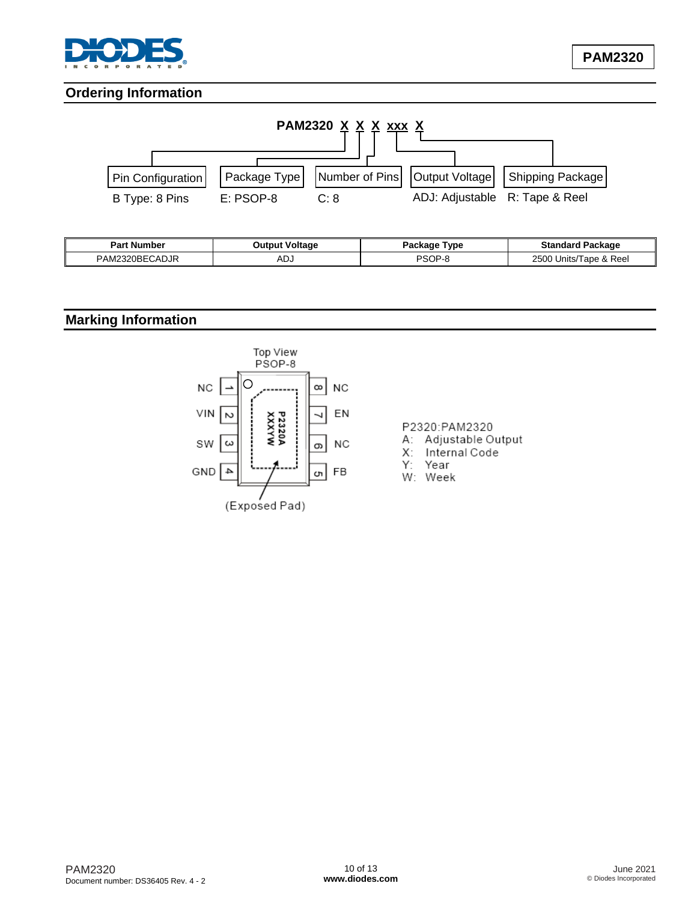## Ordering Information

PAM2320 X X X xxx X

| Pin Configuration | Package Type | Number of Pins | Output Voltage | Shipping Package |
|---|---|---|---|---|
| B Type: 8 Pins | E: PSOP-8 | C: 8 | ADJ: Adjustable | R: Tape & Reel |

| Part Number | Output Voltage | Package Type | Standard Package |
|---|---|---|---|
| PAM2320BECADJR | ADJ | PSOP-8 | 2500 Units/Tape & Reel |

## Marking Information

Top View
PSOP-8

| Pin | Name | Pin | Name |
|---|---|---|---|
| 1 | NC | 8 | NC |
| 2 | VIN | 7 | EN |
| 3 | SW | 6 | NC |
| 4 | GND | 5 | FB |

P2320A
XXXYW

(Exposed Pad)

P2320: PAM2320
A: Adjustable Output
X: Internal Code
Y: Year
W: Week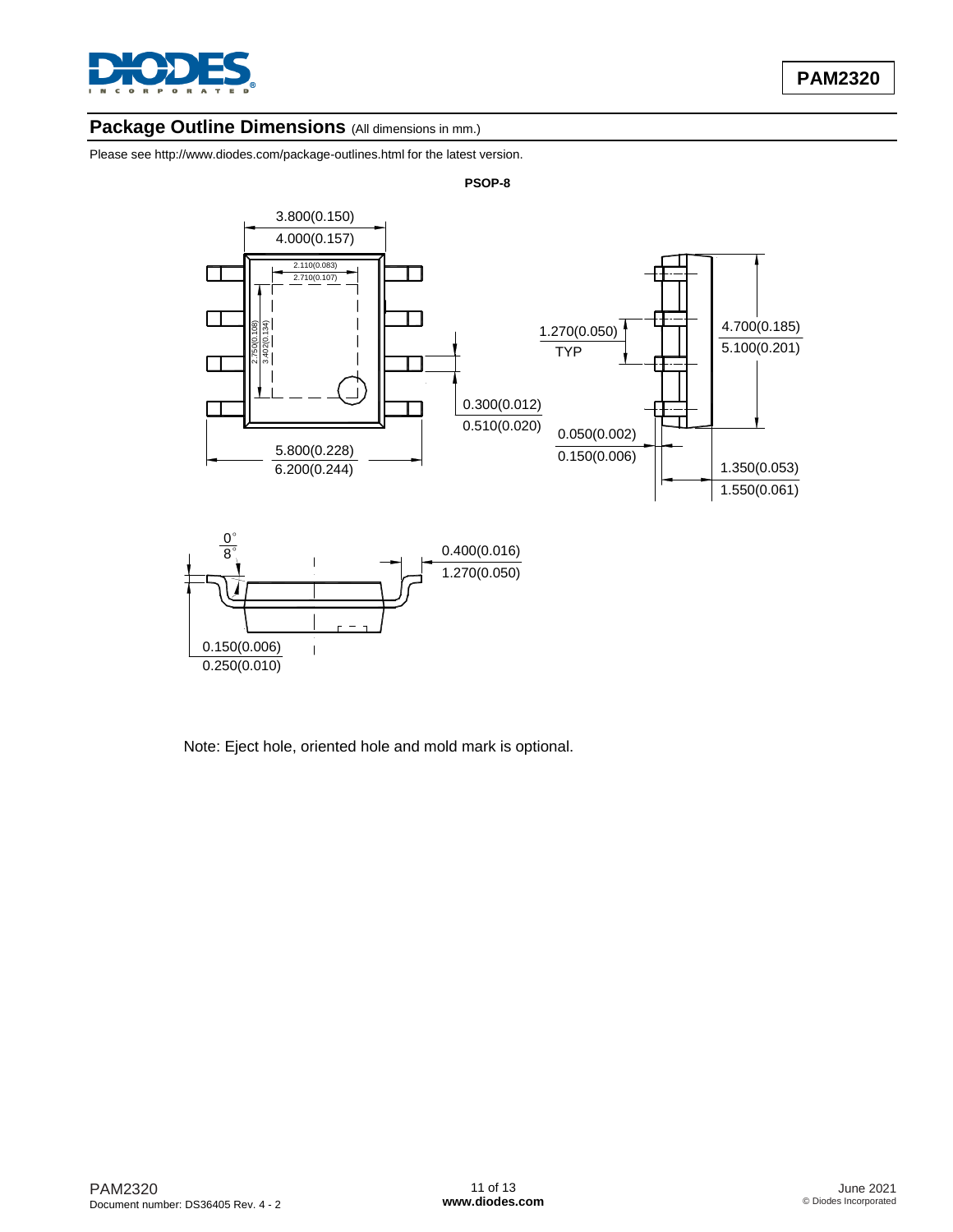## Package Outline Dimensions (All dimensions in mm.)

Please see http://www.diodes.com/package-outlines.html for the latest version.

**PSOP-8**

3.800(0.150)
4.000(0.157)

2.110(0.083)
2.710(0.107)

2.750(0.108)
3.402(0.134)

1.270(0.050)
TYP

4.700(0.185)
5.100(0.201)

0.300(0.012)
0.510(0.020)

0.050(0.002)
0.150(0.006)

5.800(0.228)
6.200(0.244)

1.350(0.053)
1.550(0.061)

0°
8°

0.400(0.016)
1.270(0.050)

0.150(0.006)
0.250(0.010)

Note: Eject hole, oriented hole and mold mark is optional.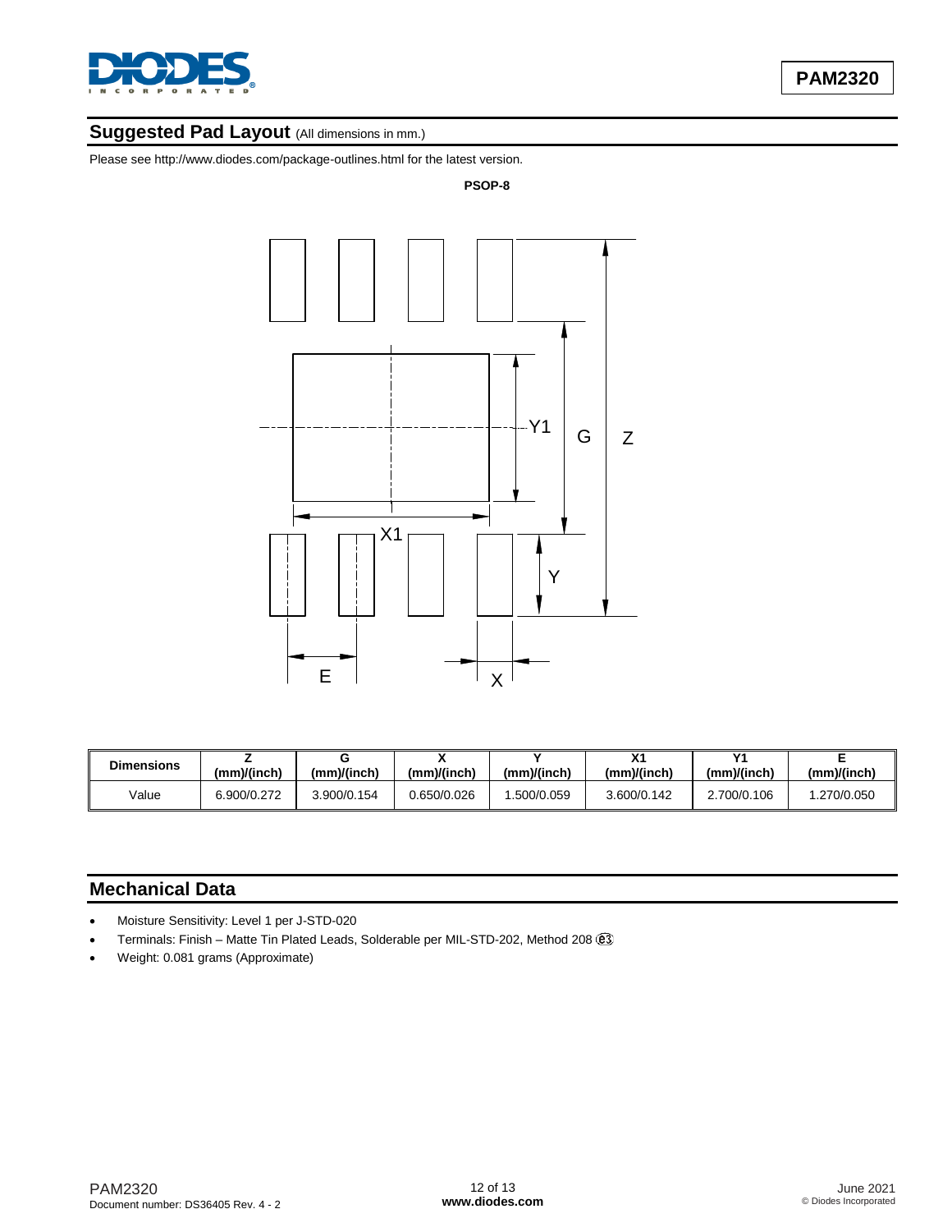## Suggested Pad Layout (All dimensions in mm.)

Please see http://www.diodes.com/package-outlines.html for the latest version.

**PSOP-8**

| Dimensions | Z (mm)/(inch) | G (mm)/(inch) | X (mm)/(inch) | Y (mm)/(inch) | X1 (mm)/(inch) | Y1 (mm)/(inch) | E (mm)/(inch) |
|---|---|---|---|---|---|---|---|
| Value | 6.900/0.272 | 3.900/0.154 | 0.650/0.026 | 1.500/0.059 | 3.600/0.142 | 2.700/0.106 | 1.270/0.050 |

## Mechanical Data

- Moisture Sensitivity: Level 1 per J-STD-020
- Terminals: Finish – Matte Tin Plated Leads, Solderable per MIL-STD-202, Method 208 (e3)
- Weight: 0.081 grams (Approximate)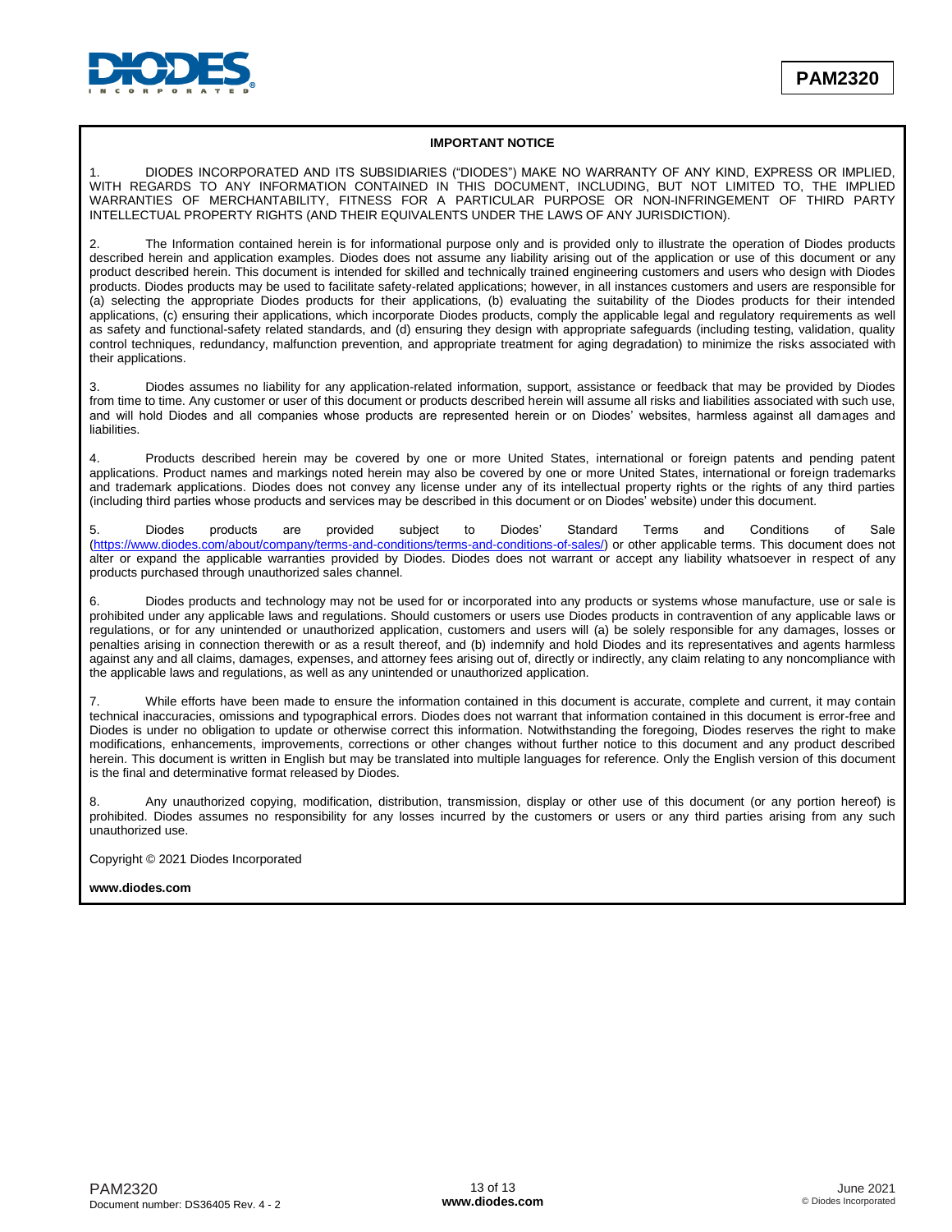**IMPORTANT NOTICE**

1. DIODES INCORPORATED AND ITS SUBSIDIARIES ("DIODES") MAKE NO WARRANTY OF ANY KIND, EXPRESS OR IMPLIED, WITH REGARDS TO ANY INFORMATION CONTAINED IN THIS DOCUMENT, INCLUDING, BUT NOT LIMITED TO, THE IMPLIED WARRANTIES OF MERCHANTABILITY, FITNESS FOR A PARTICULAR PURPOSE OR NON-INFRINGEMENT OF THIRD PARTY INTELLECTUAL PROPERTY RIGHTS (AND THEIR EQUIVALENTS UNDER THE LAWS OF ANY JURISDICTION).

2. The Information contained herein is for informational purpose only and is provided only to illustrate the operation of Diodes products described herein and application examples. Diodes does not assume any liability arising out of the application or use of this document or any product described herein. This document is intended for skilled and technically trained engineering customers and users who design with Diodes products. Diodes products may be used to facilitate safety-related applications; however, in all instances customers and users are responsible for (a) selecting the appropriate Diodes products for their applications, (b) evaluating the suitability of the Diodes products for their intended applications, (c) ensuring their applications, which incorporate Diodes products, comply the applicable legal and regulatory requirements as well as safety and functional-safety related standards, and (d) ensuring they design with appropriate safeguards (including testing, validation, quality control techniques, redundancy, malfunction prevention, and appropriate treatment for aging degradation) to minimize the risks associated with their applications.

3. Diodes assumes no liability for any application-related information, support, assistance or feedback that may be provided by Diodes from time to time. Any customer or user of this document or products described herein will assume all risks and liabilities associated with such use, and will hold Diodes and all companies whose products are represented herein or on Diodes' websites, harmless against all damages and liabilities.

4. Products described herein may be covered by one or more United States, international or foreign patents and pending patent applications. Product names and markings noted herein may also be covered by one or more United States, international or foreign trademarks and trademark applications. Diodes does not convey any license under any of its intellectual property rights or the rights of any third parties (including third parties whose products and services may be described in this document or on Diodes' website) under this document.

5. Diodes products are provided subject to Diodes' Standard Terms and Conditions of Sale (https://www.diodes.com/about/company/terms-and-conditions/terms-and-conditions-of-sales/) or other applicable terms. This document does not alter or expand the applicable warranties provided by Diodes. Diodes does not warrant or accept any liability whatsoever in respect of any products purchased through unauthorized sales channel.

6. Diodes products and technology may not be used for or incorporated into any products or systems whose manufacture, use or sale is prohibited under any applicable laws and regulations. Should customers or users use Diodes products in contravention of any applicable laws or regulations, or for any unintended or unauthorized application, customers and users will (a) be solely responsible for any damages, losses or penalties arising in connection therewith or as a result thereof, and (b) indemnify and hold Diodes and its representatives and agents harmless against any and all claims, damages, expenses, and attorney fees arising out of, directly or indirectly, any claim relating to any noncompliance with the applicable laws and regulations, as well as any unintended or unauthorized application.

7. While efforts have been made to ensure the information contained in this document is accurate, complete and current, it may contain technical inaccuracies, omissions and typographical errors. Diodes does not warrant that information contained in this document is error-free and Diodes is under no obligation to update or otherwise correct this information. Notwithstanding the foregoing, Diodes reserves the right to make modifications, enhancements, improvements, corrections or other changes without further notice to this document and any product described herein. This document is written in English but may be translated into multiple languages for reference. Only the English version of this document is the final and determinative format released by Diodes.

8. Any unauthorized copying, modification, distribution, transmission, display or other use of this document (or any portion hereof) is prohibited. Diodes assumes no responsibility for any losses incurred by the customers or users or any third parties arising from any such unauthorized use.

Copyright © 2021 Diodes Incorporated

**www.diodes.com**